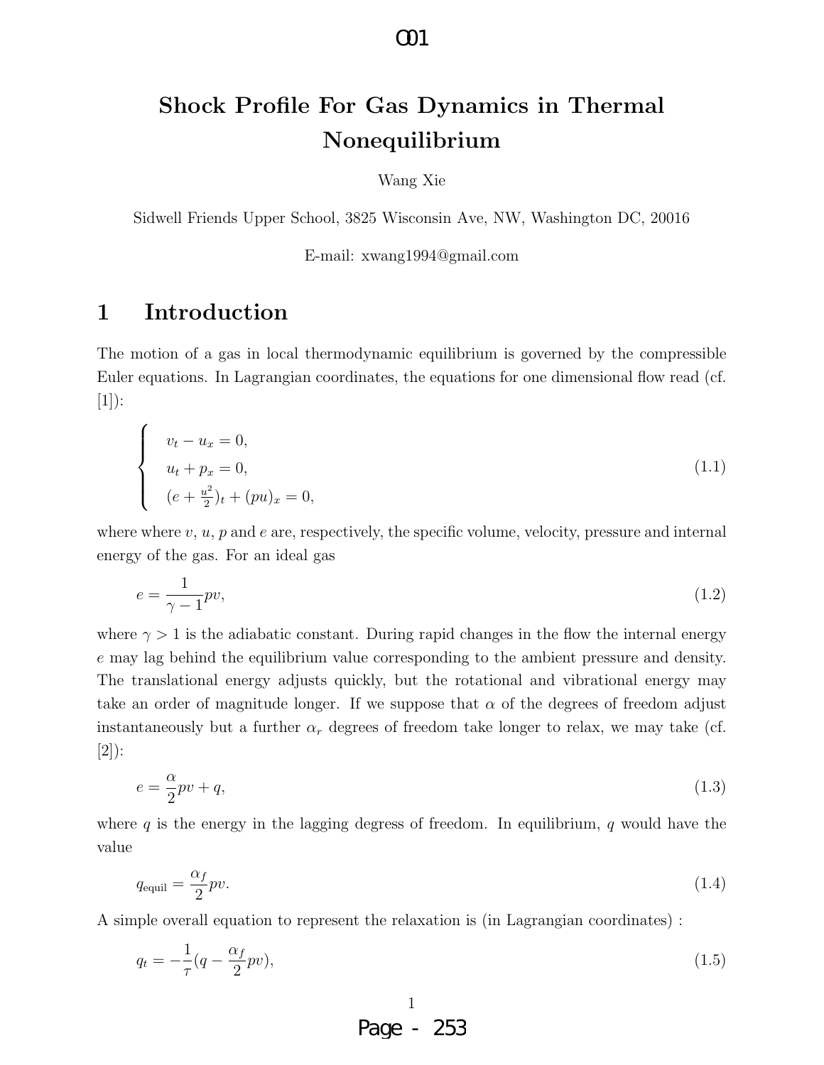# Shock Profile For Gas Dynamics in Thermal Nonequilibrium

Wang Xie

Sidwell Friends Upper School, 3825 Wisconsin Ave, NW, Washington DC, 20016

E-mail: xwang1994@gmail.com

## 1 Introduction

The motion of a gas in local thermodynamic equilibrium is governed by the compressible Euler equations. In Lagrangian coordinates, the equations for one dimensional flow read (cf. [1]):

$$
\begin{cases}
v_t - u_x = 0, \\
u_t + p_x = 0, \\
(e + \frac{u^2}{2})_t + (pu)_x = 0,
\end{cases}
\tag{1.1}
$$

where where $v$, $u$, $p$ and $e$ are, respectively, the specific volume, velocity, pressure and internal energy of the gas. For an ideal gas

$$
e = \frac{1}{\gamma - 1} pv,
\tag{1.2}
$$

where $\gamma > 1$ is the adiabatic constant. During rapid changes in the flow the internal energy $e$ may lag behind the equilibrium value corresponding to the ambient pressure and density. The translational energy adjusts quickly, but the rotational and vibrational energy may take an order of magnitude longer. If we suppose that $\alpha$ of the degrees of freedom adjust instantaneously but a further $\alpha_r$ degrees of freedom take longer to relax, we may take (cf. [2]):

$$
e = \frac{\alpha}{2} pv + q,
\tag{1.3}
$$

where $q$ is the energy in the lagging degress of freedom. In equilibrium, $q$ would have the value

$$
q_{\text{equil}} = \frac{\alpha_f}{2} pv.
\tag{1.4}
$$

A simple overall equation to represent the relaxation is (in Lagrangian coordinates) :

$$
q_t = -\frac{1}{\tau}(q - \frac{\alpha_f}{2} pv),
\tag{1.5}
$$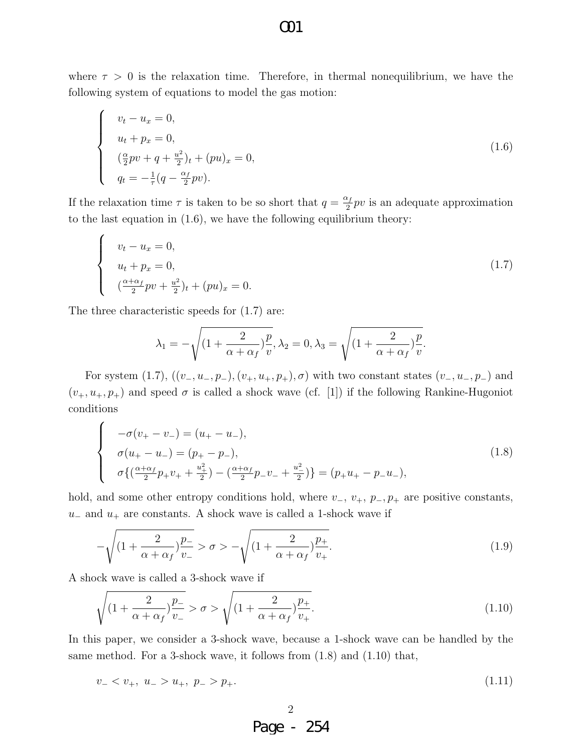where $\tau > 0$ is the relaxation time. Therefore, in thermal nonequilibrium, we have the following system of equations to model the gas motion:

$$
\begin{cases}
v_t - u_x = 0, \\
u_t + p_x = 0, \\
(\frac{\alpha}{2}pv + q + \frac{u^2}{2})_t + (pu)_x = 0, \\
q_t = -\frac{1}{\tau}(q - \frac{\alpha_f}{2}pv).
\end{cases}
\tag{1.6}
$$

If the relaxation time $\tau$ is taken to be so short that $q = \frac{\alpha_f}{2}pv$ is an adequate approximation to the last equation in (1.6), we have the following equilibrium theory:

$$
\begin{cases}
v_t - u_x = 0, \\
u_t + p_x = 0, \\
(\frac{\alpha+\alpha_f}{2}pv + \frac{u^2}{2})_t + (pu)_x = 0.
\end{cases}
\tag{1.7}
$$

The three characteristic speeds for (1.7) are:

$$
\lambda_1 = -\sqrt{(1 + \frac{2}{\alpha + \alpha_f})\frac{p}{v}}, \lambda_2 = 0, \lambda_3 = \sqrt{(1 + \frac{2}{\alpha + \alpha_f})\frac{p}{v}}.
$$

For system (1.7), $((v_-, u_-, p_-), (v_+, u_+, p_+), \sigma)$ with two constant states $(v_-, u_-, p_-)$ and $(v_+, u_+, p_+)$ and speed $\sigma$ is called a shock wave (cf. [1]) if the following Rankine-Hugoniot conditions

$$
\begin{cases}
-\sigma(v_+ - v_-) = (u_+ - u_-), \\
\sigma(u_+ - u_-) = (p_+ - p_-), \\
\sigma\{(\frac{\alpha+\alpha_f}{2}p_+v_+ + \frac{u_+^2}{2}) - (\frac{\alpha+\alpha_f}{2}p_-v_- + \frac{u_-^2}{2})\} = (p_+u_+ - p_-u_-),
\end{cases}
\tag{1.8}
$$

hold, and some other entropy conditions hold, where $v_-$, $v_+$, $p_-, p_+$ are positive constants, $u_-$ and $u_+$ are constants. A shock wave is called a 1-shock wave if

$$
-\sqrt{(1 + \frac{2}{\alpha + \alpha_f})\frac{p_-}{v_-}} > \sigma > -\sqrt{(1 + \frac{2}{\alpha + \alpha_f})\frac{p_+}{v_+}}.
\tag{1.9}
$$

A shock wave is called a 3-shock wave if

$$
\sqrt{(1 + \frac{2}{\alpha + \alpha_f})\frac{p_-}{v_-}} > \sigma > \sqrt{(1 + \frac{2}{\alpha + \alpha_f})\frac{p_+}{v_+}}.
\tag{1.10}
$$

In this paper, we consider a 3-shock wave, because a 1-shock wave can be handled by the same method. For a 3-shock wave, it follows from (1.8) and (1.10) that,

$$
v_- < v_+, \; u_- > u_+, \; p_- > p_+.
\tag{1.11}
$$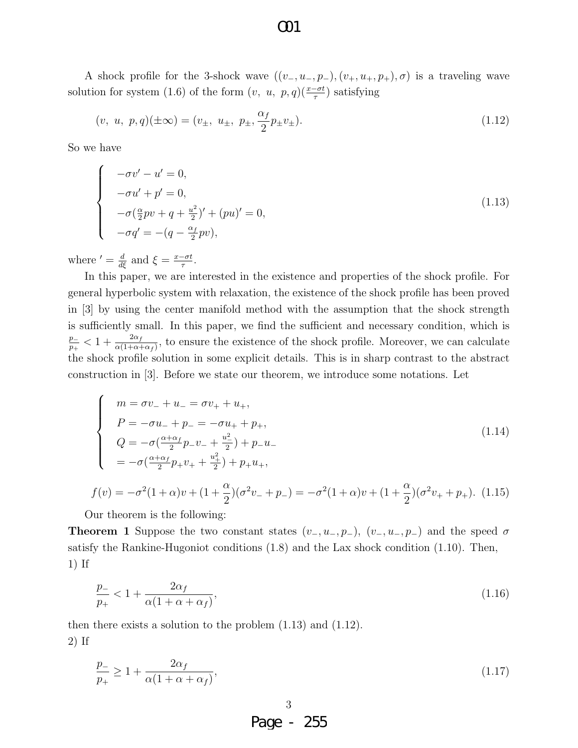A shock profile for the 3-shock wave $((v_-, u_-, p_-), (v_+, u_+, p_+), \sigma)$ is a traveling wave solution for system (1.6) of the form $(v,\ u,\ p, q)(\frac{x-\sigma t}{\tau})$ satisfying

$$(v,\ u,\ p, q)(\pm\infty) = (v_\pm,\ u_\pm,\ p_\pm, \frac{\alpha_f}{2} p_\pm v_\pm). \tag{1.12}$$

So we have

$$\begin{cases} -\sigma v' - u' = 0, \\ -\sigma u' + p' = 0, \\ -\sigma(\frac{\alpha}{2}pv + q + \frac{u^2}{2})' + (pu)' = 0, \\ -\sigma q' = -(q - \frac{\alpha_f}{2}pv), \end{cases} \tag{1.13}$$

where $' = \frac{d}{d\xi}$ and $\xi = \frac{x-\sigma t}{\tau}$.

In this paper, we are interested in the existence and properties of the shock profile. For general hyperbolic system with relaxation, the existence of the shock profile has been proved in [3] by using the center manifold method with the assumption that the shock strength is sufficiently small. In this paper, we find the sufficient and necessary condition, which is $\frac{p_-}{p_+} < 1 + \frac{2\alpha_f}{\alpha(1+\alpha+\alpha_f)}$, to ensure the existence of the shock profile. Moreover, we can calculate the shock profile solution in some explicit details. This is in sharp contrast to the abstract construction in [3]. Before we state our theorem, we introduce some notations. Let

$$\begin{cases} m = \sigma v_- + u_- = \sigma v_+ + u_+, \\ P = -\sigma u_- + p_- = -\sigma u_+ + p_+, \\ Q = -\sigma(\frac{\alpha+\alpha_f}{2}p_- v_- + \frac{u_-^2}{2}) + p_- u_- \\ \quad = -\sigma(\frac{\alpha+\alpha_f}{2}p_+ v_+ + \frac{u_+^2}{2}) + p_+ u_+, \end{cases} \tag{1.14}$$

$$f(v) = -\sigma^2(1+\alpha)v + (1+\frac{\alpha}{2})(\sigma^2 v_- + p_-) = -\sigma^2(1+\alpha)v + (1+\frac{\alpha}{2})(\sigma^2 v_+ + p_+). \tag{1.15}$$

Our theorem is the following:

**Theorem 1** Suppose the two constant states $(v_-, u_-, p_-)$, $(v_-, u_-, p_-)$ and the speed $\sigma$ satisfy the Rankine-Hugoniot conditions (1.8) and the Lax shock condition (1.10). Then,

1) If

$$\frac{p_-}{p_+} < 1 + \frac{2\alpha_f}{\alpha(1+\alpha+\alpha_f)}, \tag{1.16}$$

then there exists a solution to the problem (1.13) and (1.12).

2) If

$$\frac{p_-}{p_+} \geq 1 + \frac{2\alpha_f}{\alpha(1+\alpha+\alpha_f)}, \tag{1.17}$$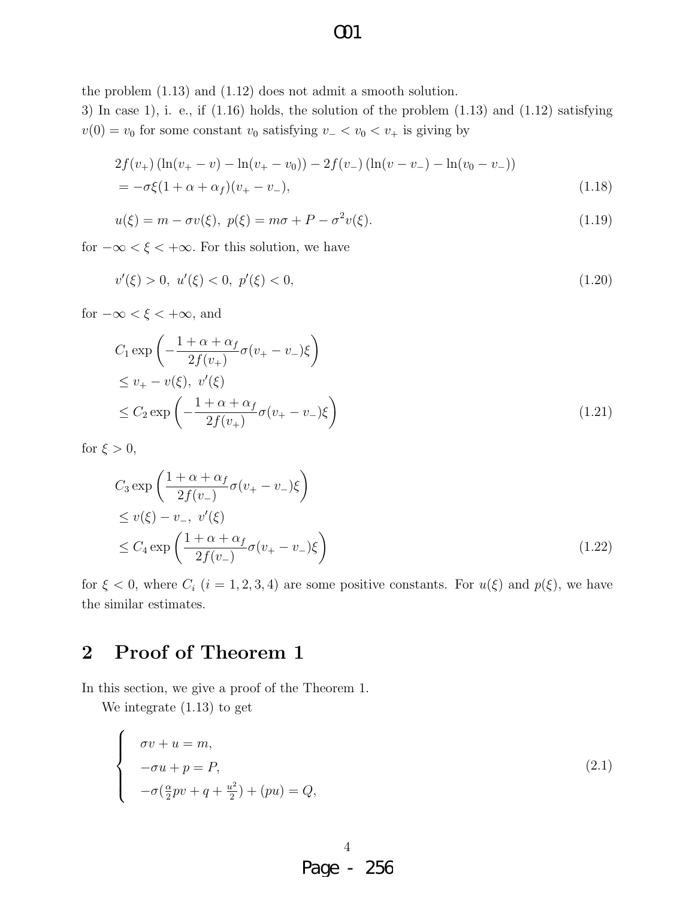the problem (1.13) and (1.12) does not admit a smooth solution.
3) In case 1), i. e., if (1.16) holds, the solution of the problem (1.13) and (1.12) satisfying $v(0) = v_0$ for some constant $v_0$ satisfying $v_- < v_0 < v_+$ is giving by

$$
\begin{aligned}
&2f(v_+)\left(\ln(v_+ - v) - \ln(v_+ - v_0)\right) - 2f(v_-)\left(\ln(v - v_-) - \ln(v_0 - v_-)\right) \\
&= -\sigma\xi(1 + \alpha + \alpha_f)(v_+ - v_-),
\end{aligned}
\tag{1.18}
$$

$$
u(\xi) = m - \sigma v(\xi), \; p(\xi) = m\sigma + P - \sigma^2 v(\xi). \tag{1.19}
$$

for $-\infty < \xi < +\infty$. For this solution, we have

$$
v'(\xi) > 0, \; u'(\xi) < 0, \; p'(\xi) < 0, \tag{1.20}
$$

for $-\infty < \xi < +\infty$, and

$$
\begin{aligned}
&C_1 \exp\left(-\frac{1 + \alpha + \alpha_f}{2f(v_+)}\sigma(v_+ - v_-)\xi\right) \\
&\leq v_+ - v(\xi), \; v'(\xi) \\
&\leq C_2 \exp\left(-\frac{1 + \alpha + \alpha_f}{2f(v_+)}\sigma(v_+ - v_-)\xi\right)
\end{aligned}
\tag{1.21}
$$

for $\xi > 0$,

$$
\begin{aligned}
&C_3 \exp\left(\frac{1 + \alpha + \alpha_f}{2f(v_-)}\sigma(v_+ - v_-)\xi\right) \\
&\leq v(\xi) - v_-, \; v'(\xi) \\
&\leq C_4 \exp\left(\frac{1 + \alpha + \alpha_f}{2f(v_-)}\sigma(v_+ - v_-)\xi\right)
\end{aligned}
\tag{1.22}
$$

for $\xi < 0$, where $C_i$ $(i = 1, 2, 3, 4)$ are some positive constants. For $u(\xi)$ and $p(\xi)$, we have the similar estimates.

## 2 Proof of Theorem 1

In this section, we give a proof of the Theorem 1.

We integrate (1.13) to get

$$
\left\{
\begin{array}{l}
\sigma v + u = m, \\
-\sigma u + p = P, \\
-\sigma(\frac{\alpha}{2}pv + q + \frac{u^2}{2}) + (pu) = Q,
\end{array}
\right.
\tag{2.1}
$$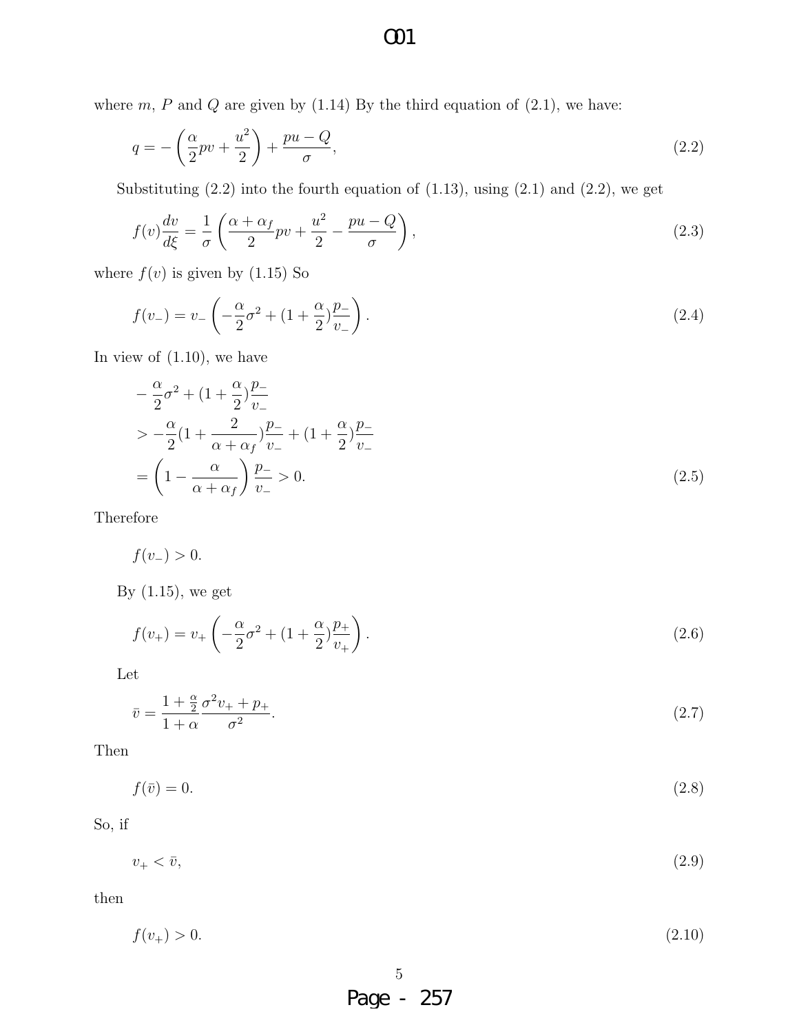where $m$, $P$ and $Q$ are given by (1.14) By the third equation of (2.1), we have:

$$q = -\left(\frac{\alpha}{2}pv + \frac{u^2}{2}\right) + \frac{pu - Q}{\sigma}, \tag{2.2}$$

Substituting (2.2) into the fourth equation of (1.13), using (2.1) and (2.2), we get

$$f(v)\frac{dv}{d\xi} = \frac{1}{\sigma}\left(\frac{\alpha + \alpha_f}{2}pv + \frac{u^2}{2} - \frac{pu - Q}{\sigma}\right), \tag{2.3}$$

where $f(v)$ is given by (1.15) So

$$f(v_-) = v_-\left(-\frac{\alpha}{2}\sigma^2 + (1 + \frac{\alpha}{2})\frac{p_-}{v_-}\right). \tag{2.4}$$

In view of (1.10), we have

$$\begin{aligned}
&-\frac{\alpha}{2}\sigma^2 + (1 + \frac{\alpha}{2})\frac{p_-}{v_-} \\
&> -\frac{\alpha}{2}(1 + \frac{2}{\alpha + \alpha_f})\frac{p_-}{v_-} + (1 + \frac{\alpha}{2})\frac{p_-}{v_-} \\
&= \left(1 - \frac{\alpha}{\alpha + \alpha_f}\right)\frac{p_-}{v_-} > 0.
\end{aligned} \tag{2.5}$$

Therefore

$$f(v_-) > 0.$$

By (1.15), we get

$$f(v_+) = v_+\left(-\frac{\alpha}{2}\sigma^2 + (1 + \frac{\alpha}{2})\frac{p_+}{v_+}\right). \tag{2.6}$$

Let

$$\bar{v} = \frac{1 + \frac{\alpha}{2}}{1 + \alpha}\frac{\sigma^2 v_+ + p_+}{\sigma^2}. \tag{2.7}$$

Then

$$f(\bar{v}) = 0. \tag{2.8}$$

So, if

$$v_+ < \bar{v}, \tag{2.9}$$

then

$$f(v_+) > 0. \tag{2.10}$$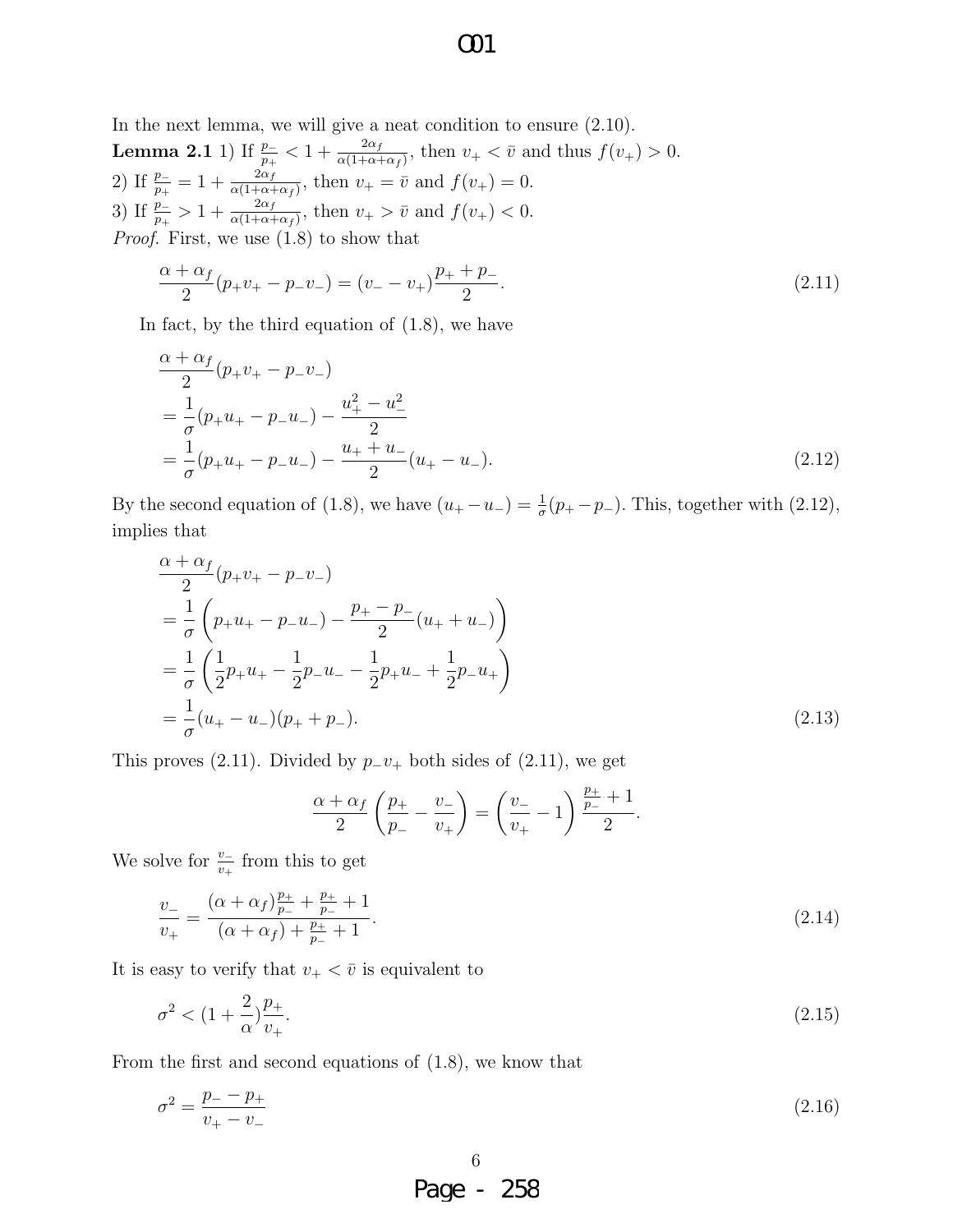In the next lemma, we will give a neat condition to ensure (2.10).

**Lemma 2.1** 1) If $\frac{p_-}{p_+} < 1 + \frac{2\alpha_f}{\alpha(1+\alpha+\alpha_f)}$, then $v_+ < \bar{v}$ and thus $f(v_+) > 0$.
2) If $\frac{p_-}{p_+} = 1 + \frac{2\alpha_f}{\alpha(1+\alpha+\alpha_f)}$, then $v_+ = \bar{v}$ and $f(v_+) = 0$.
3) If $\frac{p_-}{p_+} > 1 + \frac{2\alpha_f}{\alpha(1+\alpha+\alpha_f)}$, then $v_+ > \bar{v}$ and $f(v_+) < 0$.

*Proof.* First, we use (1.8) to show that

$$\frac{\alpha + \alpha_f}{2}(p_+v_+ - p_-v_-) = (v_- - v_+)\frac{p_+ + p_-}{2}. \tag{2.11}$$

In fact, by the third equation of (1.8), we have

$$\begin{aligned}
&\frac{\alpha + \alpha_f}{2}(p_+v_+ - p_-v_-) \\
&= \frac{1}{\sigma}(p_+u_+ - p_-u_-) - \frac{u_+^2 - u_-^2}{2} \\
&= \frac{1}{\sigma}(p_+u_+ - p_-u_-) - \frac{u_+ + u_-}{2}(u_+ - u_-).
\end{aligned} \tag{2.12}$$

By the second equation of (1.8), we have $(u_+ - u_-) = \frac{1}{\sigma}(p_+ - p_-)$. This, together with (2.12), implies that

$$\begin{aligned}
&\frac{\alpha + \alpha_f}{2}(p_+v_+ - p_-v_-) \\
&= \frac{1}{\sigma}\left(p_+u_+ - p_-u_-) - \frac{p_+ - p_-}{2}(u_+ + u_-)\right) \\
&= \frac{1}{\sigma}\left(\frac{1}{2}p_+u_+ - \frac{1}{2}p_-u_- - \frac{1}{2}p_+u_- + \frac{1}{2}p_-u_+\right) \\
&= \frac{1}{\sigma}(u_+ - u_-)(p_+ + p_-).
\end{aligned} \tag{2.13}$$

This proves (2.11). Divided by $p_-v_+$ both sides of (2.11), we get

$$\frac{\alpha + \alpha_f}{2}\left(\frac{p_+}{p_-} - \frac{v_-}{v_+}\right) = \left(\frac{v_-}{v_+} - 1\right)\frac{\frac{p_+}{p_-} + 1}{2}.$$

We solve for $\frac{v_-}{v_+}$ from this to get

$$\frac{v_-}{v_+} = \frac{(\alpha + \alpha_f)\frac{p_+}{p_-} + \frac{p_+}{p_-} + 1}{(\alpha + \alpha_f) + \frac{p_+}{p_-} + 1}. \tag{2.14}$$

It is easy to verify that $v_+ < \bar{v}$ is equivalent to

$$\sigma^2 < (1 + \frac{2}{\alpha})\frac{p_+}{v_+}. \tag{2.15}$$

From the first and second equations of (1.8), we know that

$$\sigma^2 = \frac{p_- - p_+}{v_+ - v_-} \tag{2.16}$$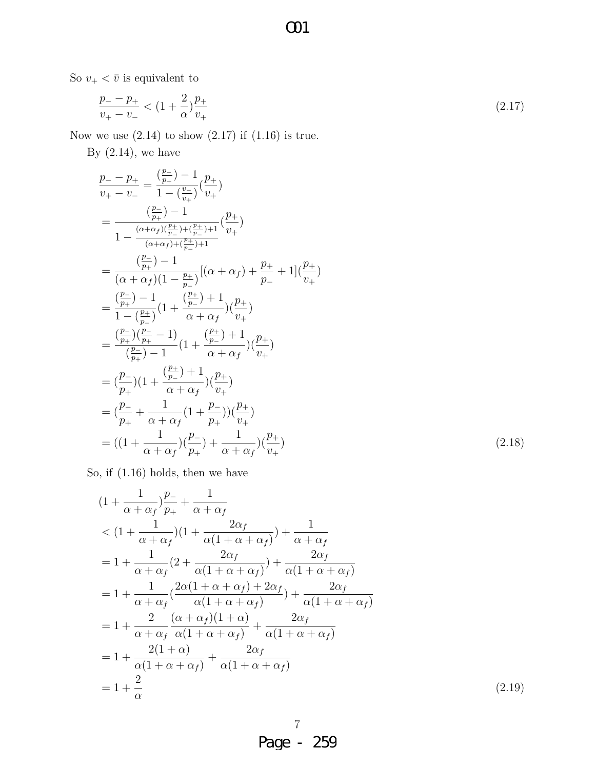So $v_+ < \bar{v}$ is equivalent to

$$\frac{p_- - p_+}{v_+ - v_-} < (1 + \frac{2}{\alpha})\frac{p_+}{v_+} \tag{2.17}$$

Now we use (2.14) to show (2.17) if (1.16) is true.

By (2.14), we have

$$\begin{aligned}
\frac{p_- - p_+}{v_+ - v_-} &= \frac{(\frac{p_-}{p_+}) - 1}{1 - (\frac{v_-}{v_+})}(\frac{p_+}{v_+}) \\
&= \frac{(\frac{p_-}{p_+}) - 1}{1 - \frac{(\alpha+\alpha_f)(\frac{p_+}{p_-}) + (\frac{p_+}{p_-}) + 1}{(\alpha+\alpha_f) + (\frac{p_+}{p_-}) + 1}}(\frac{p_+}{v_+}) \\
&= \frac{(\frac{p_-}{p_+}) - 1}{(\alpha+\alpha_f)(1 - \frac{p_+}{p_-})}[(\alpha+\alpha_f) + \frac{p_+}{p_-} + 1](\frac{p_+}{v_+}) \\
&= \frac{(\frac{p_-}{p_+}) - 1}{1 - (\frac{p_+}{p_-})}(1 + \frac{(\frac{p_+}{p_-}) + 1}{\alpha + \alpha_f})(\frac{p_+}{v_+}) \\
&= \frac{(\frac{p_-}{p_+})(\frac{p_-}{p_+} - 1)}{(\frac{p_-}{p_+}) - 1}(1 + \frac{(\frac{p_+}{p_-}) + 1}{\alpha + \alpha_f})(\frac{p_+}{v_+}) \\
&= (\frac{p_-}{p_+})(1 + \frac{(\frac{p_+}{p_-}) + 1}{\alpha + \alpha_f})(\frac{p_+}{v_+}) \\
&= (\frac{p_-}{p_+} + \frac{1}{\alpha + \alpha_f}(1 + \frac{p_-}{p_+}))(\frac{p_+}{v_+}) \\
&= ((1 + \frac{1}{\alpha + \alpha_f})(\frac{p_-}{p_+}) + \frac{1}{\alpha + \alpha_f})(\frac{p_+}{v_+})
\end{aligned} \tag{2.18}$$

So, if (1.16) holds, then we have

$$\begin{aligned}
&(1 + \frac{1}{\alpha + \alpha_f})\frac{p_-}{p_+} + \frac{1}{\alpha + \alpha_f} \\
&< (1 + \frac{1}{\alpha + \alpha_f})(1 + \frac{2\alpha_f}{\alpha(1 + \alpha + \alpha_f)}) + \frac{1}{\alpha + \alpha_f} \\
&= 1 + \frac{1}{\alpha + \alpha_f}(2 + \frac{2\alpha_f}{\alpha(1 + \alpha + \alpha_f)}) + \frac{2\alpha_f}{\alpha(1 + \alpha + \alpha_f)} \\
&= 1 + \frac{1}{\alpha + \alpha_f}(\frac{2\alpha(1 + \alpha + \alpha_f) + 2\alpha_f}{\alpha(1 + \alpha + \alpha_f)}) + \frac{2\alpha_f}{\alpha(1 + \alpha + \alpha_f)} \\
&= 1 + \frac{2}{\alpha + \alpha_f}\frac{(\alpha + \alpha_f)(1 + \alpha)}{\alpha(1 + \alpha + \alpha_f)} + \frac{2\alpha_f}{\alpha(1 + \alpha + \alpha_f)} \\
&= 1 + \frac{2(1 + \alpha)}{\alpha(1 + \alpha + \alpha_f)} + \frac{2\alpha_f}{\alpha(1 + \alpha + \alpha_f)} \\
&= 1 + \frac{2}{\alpha}
\end{aligned} \tag{2.19}$$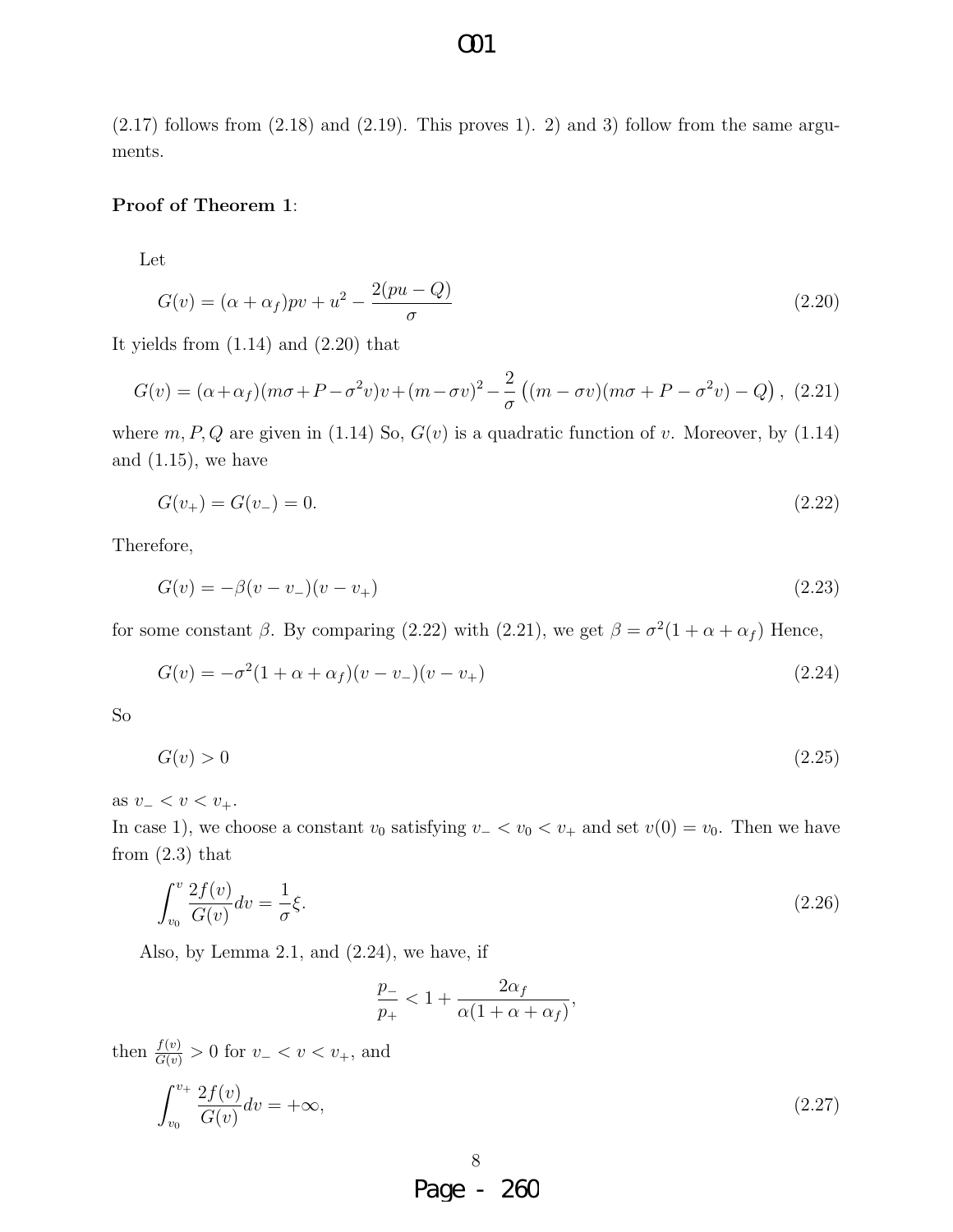(2.17) follows from (2.18) and (2.19). This proves 1). 2) and 3) follow from the same arguments.

**Proof of Theorem 1**:

Let

$$G(v) = (\alpha + \alpha_f)pv + u^2 - \frac{2(pu - Q)}{\sigma} \tag{2.20}$$

It yields from (1.14) and (2.20) that

$$G(v) = (\alpha+\alpha_f)(m\sigma+P-\sigma^2 v)v+(m-\sigma v)^2-\frac{2}{\sigma}\left((m-\sigma v)(m\sigma+P-\sigma^2 v)-Q\right), \tag{2.21}$$

where $m, P, Q$ are given in (1.14) So, $G(v)$ is a quadratic function of $v$. Moreover, by (1.14) and (1.15), we have

$$G(v_+) = G(v_-) = 0. \tag{2.22}$$

Therefore,

$$G(v) = -\beta(v - v_-)(v - v_+) \tag{2.23}$$

for some constant $\beta$. By comparing (2.22) with (2.21), we get $\beta = \sigma^2(1 + \alpha + \alpha_f)$ Hence,

$$G(v) = -\sigma^2(1 + \alpha + \alpha_f)(v - v_-)(v - v_+) \tag{2.24}$$

So

$$G(v) > 0 \tag{2.25}$$

as $v_- < v < v_+$.

In case 1), we choose a constant $v_0$ satisfying $v_- < v_0 < v_+$ and set $v(0) = v_0$. Then we have from (2.3) that

$$\int_{v_0}^{v} \frac{2f(v)}{G(v)}dv = \frac{1}{\sigma}\xi. \tag{2.26}$$

Also, by Lemma 2.1, and (2.24), we have, if

$$\frac{p_-}{p_+} < 1 + \frac{2\alpha_f}{\alpha(1 + \alpha + \alpha_f)},$$

then $\frac{f(v)}{G(v)} > 0$ for $v_- < v < v_+$, and

$$\int_{v_0}^{v_+} \frac{2f(v)}{G(v)}dv = +\infty, \tag{2.27}$$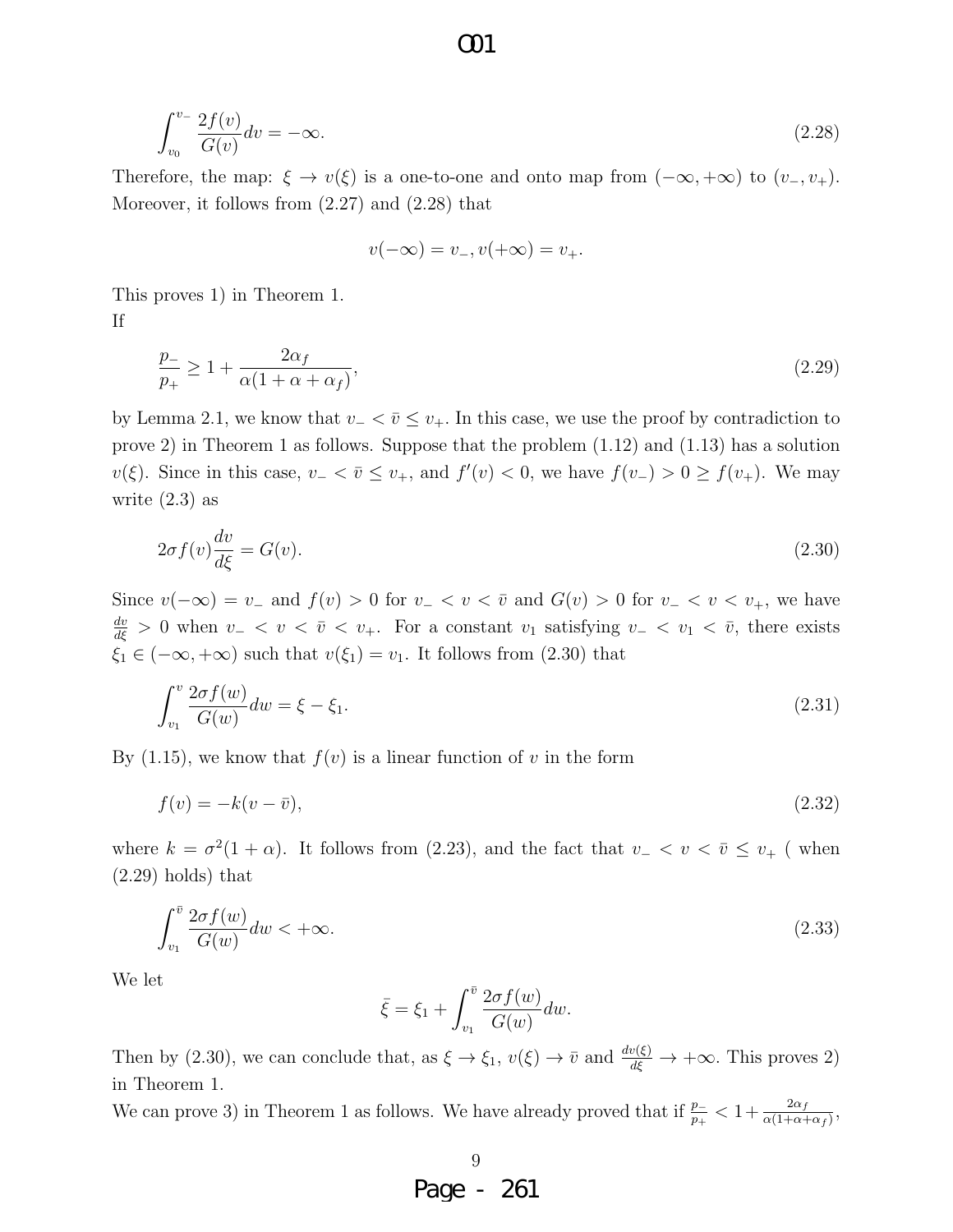$$\int_{v_0}^{v_-} \frac{2f(v)}{G(v)} dv = -\infty. \tag{2.28}$$

Therefore, the map: $\xi \to v(\xi)$ is a one-to-one and onto map from $(-\infty, +\infty)$ to $(v_-, v_+)$. Moreover, it follows from (2.27) and (2.28) that

$$v(-\infty) = v_-, v(+\infty) = v_+.$$

This proves 1) in Theorem 1.
If

$$\frac{p_-}{p_+} \geq 1 + \frac{2\alpha_f}{\alpha(1 + \alpha + \alpha_f)}, \tag{2.29}$$

by Lemma 2.1, we know that $v_- < \bar{v} \leq v_+$. In this case, we use the proof by contradiction to prove 2) in Theorem 1 as follows. Suppose that the problem (1.12) and (1.13) has a solution $v(\xi)$. Since in this case, $v_- < \bar{v} \leq v_+$, and $f'(v) < 0$, we have $f(v_-) > 0 \geq f(v_+)$. We may write (2.3) as

$$2\sigma f(v) \frac{dv}{d\xi} = G(v). \tag{2.30}$$

Since $v(-\infty) = v_-$ and $f(v) > 0$ for $v_- < v < \bar{v}$ and $G(v) > 0$ for $v_- < v < v_+$, we have $\frac{dv}{d\xi} > 0$ when $v_- < v < \bar{v} < v_+$. For a constant $v_1$ satisfying $v_- < v_1 < \bar{v}$, there exists $\xi_1 \in (-\infty, +\infty)$ such that $v(\xi_1) = v_1$. It follows from (2.30) that

$$\int_{v_1}^{v} \frac{2\sigma f(w)}{G(w)} dw = \xi - \xi_1. \tag{2.31}$$

By (1.15), we know that $f(v)$ is a linear function of $v$ in the form

$$f(v) = -k(v - \bar{v}), \tag{2.32}$$

where $k = \sigma^2(1 + \alpha)$. It follows from (2.23), and the fact that $v_- < v < \bar{v} \leq v_+$ ( when (2.29) holds) that

$$\int_{v_1}^{\bar{v}} \frac{2\sigma f(w)}{G(w)} dw < +\infty. \tag{2.33}$$

We let

$$\bar{\xi} = \xi_1 + \int_{v_1}^{\bar{v}} \frac{2\sigma f(w)}{G(w)} dw.$$

Then by (2.30), we can conclude that, as $\xi \to \xi_1$, $v(\xi) \to \bar{v}$ and $\frac{dv(\xi)}{d\xi} \to +\infty$. This proves 2) in Theorem 1.
We can prove 3) in Theorem 1 as follows. We have already proved that if $\frac{p_-}{p_+} < 1 + \frac{2\alpha_f}{\alpha(1+\alpha+\alpha_f)}$,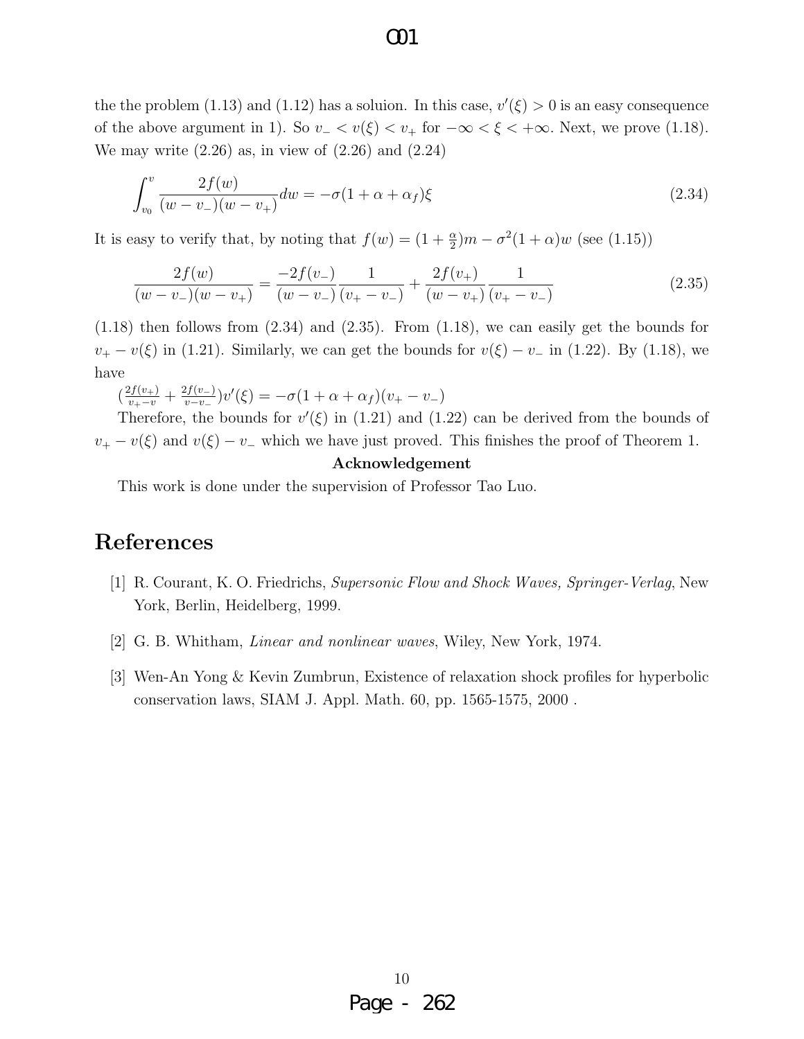the the problem (1.13) and (1.12) has a soluion. In this case, $v'(\xi) > 0$ is an easy consequence of the above argument in 1). So $v_- < v(\xi) < v_+$ for $-\infty < \xi < +\infty$. Next, we prove (1.18). We may write (2.26) as, in view of (2.26) and (2.24)

$$\int_{v_0}^{v} \frac{2f(w)}{(w - v_-)(w - v_+)} dw = -\sigma(1 + \alpha + \alpha_f)\xi \tag{2.34}$$

It is easy to verify that, by noting that $f(w) = (1 + \frac{\alpha}{2})m - \sigma^2(1 + \alpha)w$ (see (1.15))

$$\frac{2f(w)}{(w - v_-)(w - v_+)} = \frac{-2f(v_-)}{(w - v_-)} \frac{1}{(v_+ - v_-)} + \frac{2f(v_+)}{(w - v_+)} \frac{1}{(v_+ - v_-)} \tag{2.35}$$

(1.18) then follows from (2.34) and (2.35). From (1.18), we can easily get the bounds for $v_+ - v(\xi)$ in (1.21). Similarly, we can get the bounds for $v(\xi) - v_-$ in (1.22). By (1.18), we have

$(\frac{2f(v_+)}{v_+ - v} + \frac{2f(v_-)}{v - v_-})v'(\xi) = -\sigma(1 + \alpha + \alpha_f)(v_+ - v_-)$

Therefore, the bounds for $v'(\xi)$ in (1.21) and (1.22) can be derived from the bounds of $v_+ - v(\xi)$ and $v(\xi) - v_-$ which we have just proved. This finishes the proof of Theorem 1.

**Acknowledgement**

This work is done under the supervision of Professor Tao Luo.

# References

[1] R. Courant, K. O. Friedrichs, *Supersonic Flow and Shock Waves, Springer-Verlag*, New York, Berlin, Heidelberg, 1999.

[2] G. B. Whitham, *Linear and nonlinear waves*, Wiley, New York, 1974.

[3] Wen-An Yong & Kevin Zumbrun, Existence of relaxation shock profiles for hyperbolic conservation laws, SIAM J. Appl. Math. 60, pp. 1565-1575, 2000 .